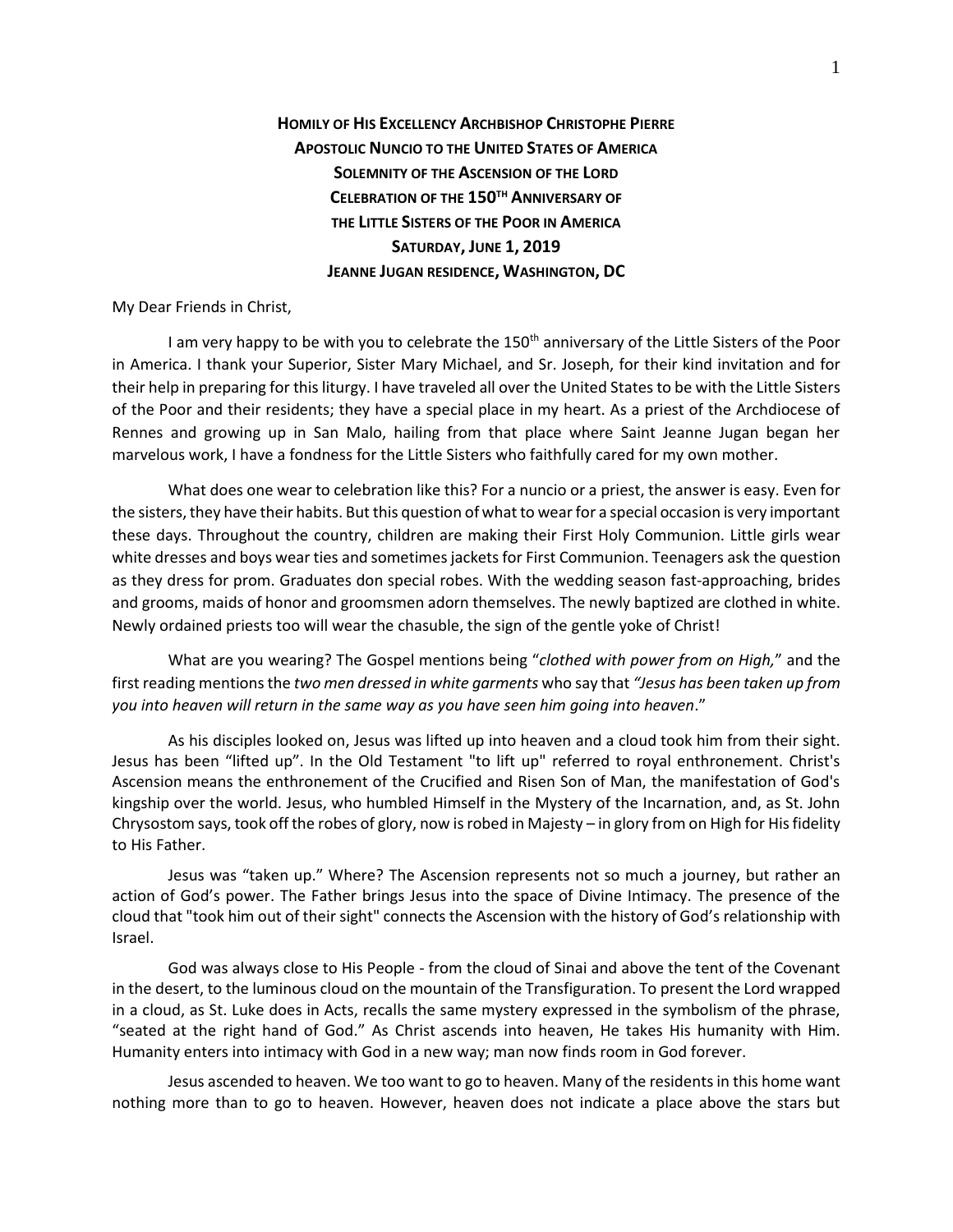**HOMILY OF HIS EXCELLENCY ARCHBISHOP CHRISTOPHE PIERRE**
**APOSTOLIC NUNCIO TO THE UNITED STATES OF AMERICA**
**SOLEMNITY OF THE ASCENSION OF THE LORD**
**CELEBRATION OF THE 150TH ANNIVERSARY OF**
**THE LITTLE SISTERS OF THE POOR IN AMERICA**
**SATURDAY, JUNE 1, 2019**
**JEANNE JUGAN RESIDENCE, WASHINGTON, DC**

My Dear Friends in Christ,

I am very happy to be with you to celebrate the 150th anniversary of the Little Sisters of the Poor in America. I thank your Superior, Sister Mary Michael, and Sr. Joseph, for their kind invitation and for their help in preparing for this liturgy. I have traveled all over the United States to be with the Little Sisters of the Poor and their residents; they have a special place in my heart. As a priest of the Archdiocese of Rennes and growing up in San Malo, hailing from that place where Saint Jeanne Jugan began her marvelous work, I have a fondness for the Little Sisters who faithfully cared for my own mother.

What does one wear to celebration like this? For a nuncio or a priest, the answer is easy. Even for the sisters, they have their habits. But this question of what to wear for a special occasion is very important these days. Throughout the country, children are making their First Holy Communion. Little girls wear white dresses and boys wear ties and sometimes jackets for First Communion. Teenagers ask the question as they dress for prom. Graduates don special robes. With the wedding season fast-approaching, brides and grooms, maids of honor and groomsmen adorn themselves. The newly baptized are clothed in white. Newly ordained priests too will wear the chasuble, the sign of the gentle yoke of Christ!

What are you wearing? The Gospel mentions being "*clothed with power from on High,*" and the first reading mentions the *two men dressed in white garments* who say that *"Jesus has been taken up from you into heaven will return in the same way as you have seen him going into heaven*."

As his disciples looked on, Jesus was lifted up into heaven and a cloud took him from their sight. Jesus has been "lifted up". In the Old Testament "to lift up" referred to royal enthronement. Christ's Ascension means the enthronement of the Crucified and Risen Son of Man, the manifestation of God's kingship over the world. Jesus, who humbled Himself in the Mystery of the Incarnation, and, as St. John Chrysostom says, took off the robes of glory, now is robed in Majesty – in glory from on High for His fidelity to His Father.

Jesus was "taken up." Where? The Ascension represents not so much a journey, but rather an action of God's power. The Father brings Jesus into the space of Divine Intimacy. The presence of the cloud that "took him out of their sight" connects the Ascension with the history of God's relationship with Israel.

God was always close to His People - from the cloud of Sinai and above the tent of the Covenant in the desert, to the luminous cloud on the mountain of the Transfiguration. To present the Lord wrapped in a cloud, as St. Luke does in Acts, recalls the same mystery expressed in the symbolism of the phrase, "seated at the right hand of God." As Christ ascends into heaven, He takes His humanity with Him. Humanity enters into intimacy with God in a new way; man now finds room in God forever.

Jesus ascended to heaven. We too want to go to heaven. Many of the residents in this home want nothing more than to go to heaven. However, heaven does not indicate a place above the stars but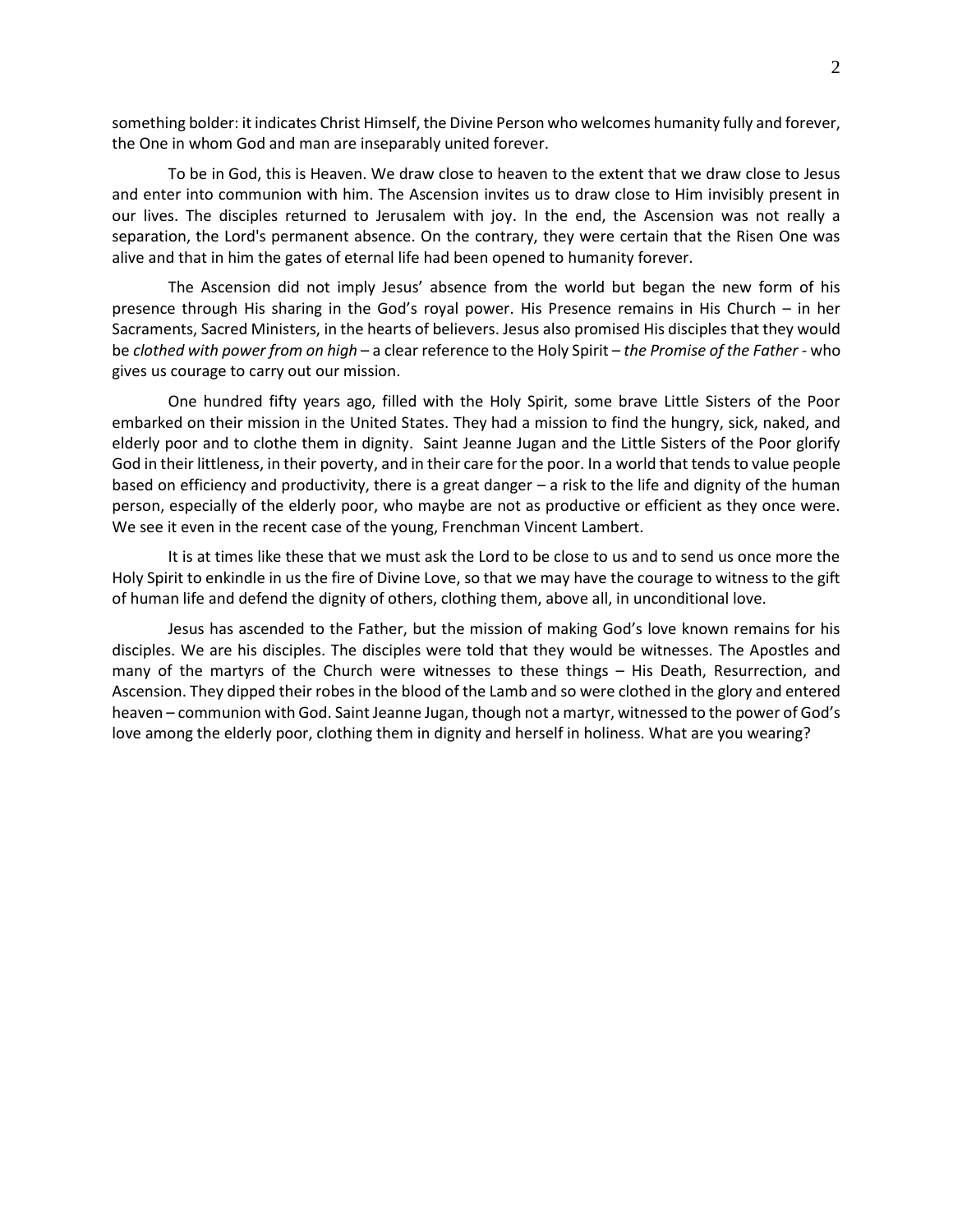something bolder: it indicates Christ Himself, the Divine Person who welcomes humanity fully and forever, the One in whom God and man are inseparably united forever.

To be in God, this is Heaven. We draw close to heaven to the extent that we draw close to Jesus and enter into communion with him. The Ascension invites us to draw close to Him invisibly present in our lives. The disciples returned to Jerusalem with joy. In the end, the Ascension was not really a separation, the Lord's permanent absence. On the contrary, they were certain that the Risen One was alive and that in him the gates of eternal life had been opened to humanity forever.

The Ascension did not imply Jesus' absence from the world but began the new form of his presence through His sharing in the God's royal power. His Presence remains in His Church – in her Sacraments, Sacred Ministers, in the hearts of believers. Jesus also promised His disciples that they would be *clothed with power from on high* – a clear reference to the Holy Spirit – *the Promise of the Father* - who gives us courage to carry out our mission.

One hundred fifty years ago, filled with the Holy Spirit, some brave Little Sisters of the Poor embarked on their mission in the United States. They had a mission to find the hungry, sick, naked, and elderly poor and to clothe them in dignity. Saint Jeanne Jugan and the Little Sisters of the Poor glorify God in their littleness, in their poverty, and in their care for the poor. In a world that tends to value people based on efficiency and productivity, there is a great danger – a risk to the life and dignity of the human person, especially of the elderly poor, who maybe are not as productive or efficient as they once were. We see it even in the recent case of the young, Frenchman Vincent Lambert.

It is at times like these that we must ask the Lord to be close to us and to send us once more the Holy Spirit to enkindle in us the fire of Divine Love, so that we may have the courage to witness to the gift of human life and defend the dignity of others, clothing them, above all, in unconditional love.

Jesus has ascended to the Father, but the mission of making God's love known remains for his disciples. We are his disciples. The disciples were told that they would be witnesses. The Apostles and many of the martyrs of the Church were witnesses to these things – His Death, Resurrection, and Ascension. They dipped their robes in the blood of the Lamb and so were clothed in the glory and entered heaven – communion with God. Saint Jeanne Jugan, though not a martyr, witnessed to the power of God's love among the elderly poor, clothing them in dignity and herself in holiness. What are you wearing?